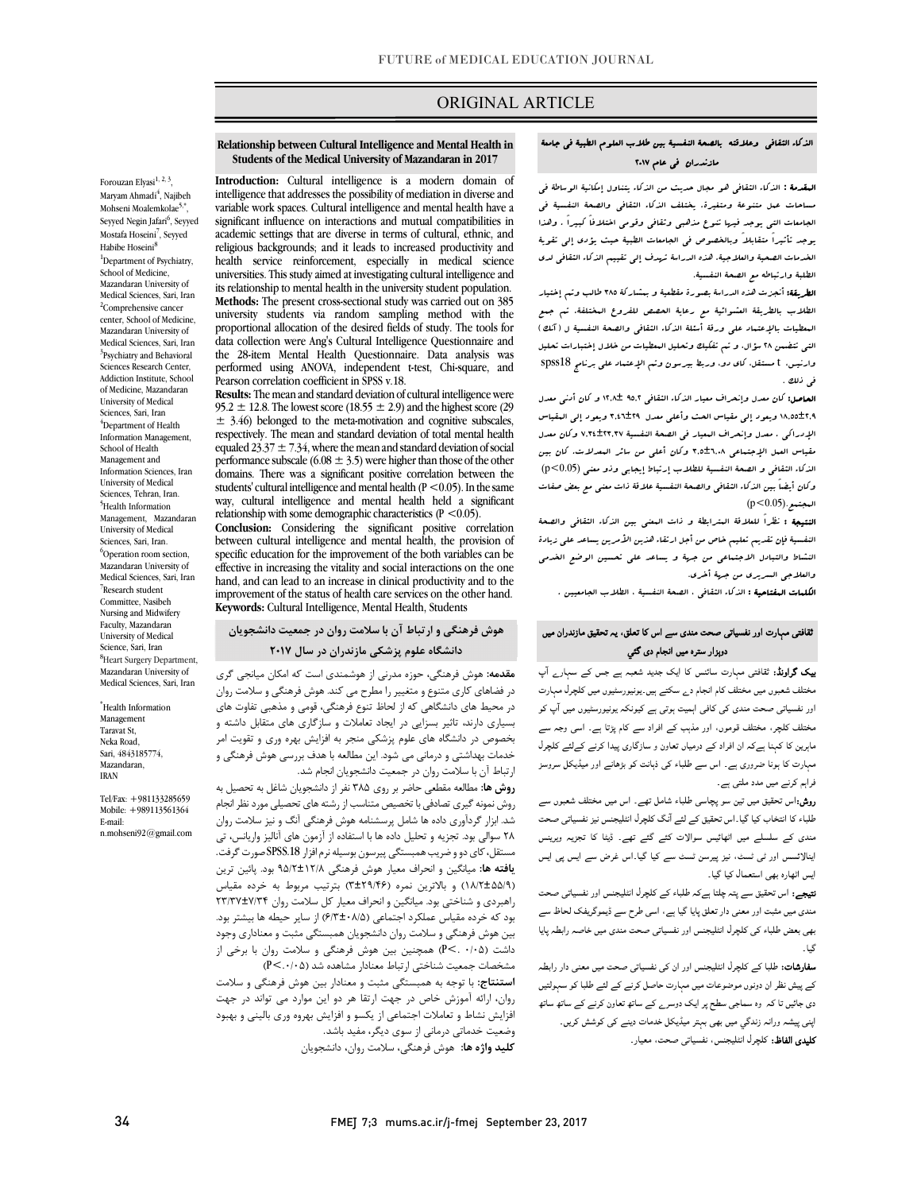ORIGINAL ARTICLE

# Relationship between Cultural Intelligence and Mental Health in Students of the Medical University of Mazandaran in 2017

Forouzan Elyasi[1, 2, 3], Maryam Ahmadi[4], Najibeh Mohseni Moalemkolae[5,*], Seyyed Negin Jafari[6], Seyyed Mostafa Hoseini[7], Seyyed Habibe Hoseini[8]

[1]Department of Psychiatry, School of Medicine, Mazandaran University of Medical Sciences, Sari, Iran
[2]Comprehensive cancer center, School of Medicine, Mazandaran University of Medical Sciences, Sari, Iran
[3]Psychiatry and Behavioral Sciences Research Center, Addiction Institute, School of Medicine, Mazandaran University of Medical Sciences, Sari, Iran
[4]Department of Health Information Management, School of Health Management and Information Sciences, Iran University of Medical Sciences, Tehran, Iran.
[5]Health Information Management, Mazandaran University of Medical Sciences, Sari, Iran.
[6]Operation room section, Mazandaran University of Medical Sciences, Sari, Iran
[7]Research student Committee, Nasibeh Nursing and Midwifery Faculty, Mazandaran University of Medical Science, Sari, Iran
[8]Heart Surgery Department, Mazandaran University of Medical Sciences, Sari, Iran

*Health Information Management
Taravat St, Neka Road, Sari, 4843185774, Mazandaran, IRAN

Tel/Fax: +981133285659
Mobile: +989113561364
E-mail: n.mohseni92@gmail.com

**Introduction:** Cultural intelligence is a modern domain of intelligence that addresses the possibility of mediation in diverse and variable work spaces. Cultural intelligence and mental health have a significant influence on interactions and mutual compatibilities in academic settings that are diverse in terms of cultural, ethnic, and religious backgrounds; and it leads to increased productivity and health service reinforcement, especially in medical science universities. This study aimed at investigating cultural intelligence and its relationship to mental health in the university student population.

**Methods:** The present cross-sectional study was carried out on 385 university students via random sampling method with the proportional allocation of the desired fields of study. The tools for data collection were Ang's Cultural Intelligence Questionnaire and the 28-item Mental Health Questionnaire. Data analysis was performed using ANOVA, independent t-test, Chi-square, and Pearson correlation coefficient in SPSS v.18.

**Results:** The mean and standard deviation of cultural intelligence were $95.2 \pm 12.8$. The lowest score ($18.55 \pm 2.9$) and the highest score ($29 \pm 3.46$) belonged to the meta-motivation and cognitive subscales, respectively. The mean and standard deviation of total mental health equaled $23.37 \pm 7.34$, where the mean and standard deviation of social performance subscale ($6.08 \pm 3.5$) were higher than those of the other domains. There was a significant positive correlation between the students' cultural intelligence and mental health ($P < 0.05$). In the same way, cultural intelligence and mental health held a significant relationship with some demographic characteristics ($P < 0.05$).

**Conclusion:** Considering the significant positive correlation between cultural intelligence and mental health, the provision of specific education for the improvement of the both variables can be effective in increasing the vitality and social interactions on the one hand, and can lead to an increase in clinical productivity and to the improvement of the status of health care services on the other hand.

**Keywords:** Cultural Intelligence, Mental Health, Students

## هوش فرهنگی و ارتباط آن با سلامت روان در جمعیت دانشجویان دانشگاه علوم پزشکی مازندران در سال ۲۰۱۷

**مقدمه:** هوش فرهنگی، حوزه مدرنی از هوشمندی است که امکان میانجی گری در فضاهای کاری متنوع و متغییر را مطرح می کند. هوش فرهنگی و سلامت روان در محیط های دانشگاهی که از لحاظ تنوع فرهنگی، قومی و مذهبی تفاوت های بسیاری دارند، تاثیر بسزایی در ایجاد تعاملات و سازگاری های متقابل داشته و بخصوص در دانشگاه های علوم پزشکی منجر به افزایش بهره وری و تقویت امر خدمات بهداشتی و درمانی می شود. این مطالعه با هدف بررسی هوش فرهنگی و ارتباط آن با سلامت روان در جمعیت دانشجویان انجام شد.

**روش ها:** مطالعه مقطعی حاضر بر روی ۳۸۵ نفر از دانشجویان شاغل به تحصیل به روش نمونه گیری تصادفی با تخصیص متناسب از رشته های تحصیلی مورد نظر انجام شد. ابزار گردآوری داده ها شامل پرسشنامه هوش فرهنگی آنگ و نیز سلامت روان ۲۸ سوالی بود. تجزیه و تحلیل داده ها با استفاده از آزمون های آنالیز واریانس، تی مستقل، کای دو و ضریب همبستگی پیرسون بوسیله نرم افزار SPSS.18 صورت گرفت.

**یافته ها:** میانگین و انحراف معیار هوش فرهنگی ۹۵/۲±۱۲/۸ بود. پائین ترین (۱۸/۵۵±۲/۹) و بالاترین نمره (۲۹±۳/۴۶) بترتیب مربوط به خرده مقیاس راهبردی و شناختی بود. میانگین و انحراف معیار کل سلامت روان ۲۳/۳۷±۷/۳۴ بود که خرده مقیاس عملکرد اجتماعی (۶/۰۸±۳/۵) از سایر حیطه ها بیشتر بود. بین هوش فرهنگی و سلامت روان دانشجویان همبستگی مثبت و معناداری وجود داشت (P<۰/۰۵). همچنین بین هوش فرهنگی و سلامت روان با برخی از مشخصات جمعیت شناختی ارتباط معنادار مشاهده شد (P<۰/۰۵)

**استنتاج:** با توجه به همبستگی مثبت و معنادار بین هوش فرهنگی و سلامت روان، ارائه آموزش خاص در جهت ارتقا هر دو این موارد می تواند در جهت افزایش نشاط و تعاملات اجتماعی از یکسو و افزایش بهره وری بالینی و بهبود وضعیت خدماتی درمانی از سوی دیگر، مفید باشد.

**کلید واژه ها:** هوش فرهنگی، سلامت روان، دانشجویان

## الذكاء الثقافي وعلاقته بالصحة النفسية بين طلاب العلوم الطبية في جامعة مازندران في عام ٢٠١٧

**المقدمة :** الذكاء الثقافي هو مجال حديث من الذكاء يتناول إمكانية الوساطة في مساحات عمل متنوعة ومتغيرة. يختلف الذكاء الثقافي والصحة النفسية في الجامعات التي يوجد فيها تنوع مذهبي وثقافي وقومي اختلافاً كبيراً ، ولهذا يوجد تأثيراً متقابلاً وبالخصوص في الجامعات الطبية حيث يؤدي إلى تقوية الخدمات الصحية والعلاجية. هذه الدراسة تهدف إلى تقييم الذكاء الثقافي لدى الطلبة وارتباطه مع الصحة النفسية.

**الطريقة:** أنجزت هذه الدراسة بصورة مقطعية و بمشاركة ٣٨٥ طالب وتم إختيار الطلاب بالطريقة العشوائية مع رعاية الحصص للفروع المختلفة. تم جمع المعطيات بالإعتماد على ورقة أسئلة الذكاء الثقافي والصحة النفسية ل (آنك) التي تتضمن ٢٨ سؤال. و تم تفكيك وتحليل المعطيات من خلال إختبارات تحليل وارتيس، t مستقل، كاي دو، وربط بيرسون وتم الإعتماد على برنامج spss18 في ذلك .

**الحاصل:** كان معدل وإنحراف معيار الذكاء الثقافي ٩٥.٢ ±١٢.٨ و كان أدنى معدل ١٨.٥٥±٢.٩ ويعود إلى مقياس الحث وأعلى معدل ٢٩±٣.٤٦ ويعود إلى المقياس الإدراكي ، معدل وإنحراف المعيار في الصحة النفسية ٢٣.٣٧±٧.٣٤ وكان معدل مقياس العمل الإجتماعي ٦.٠٨±٣.٥ وكان أعلى من سائر المعدلات. كان بين الذكاء الثقافي و الصحة النفسية للطلاب إرتباط إيجابي وذو معنى (p<0.05) وكان أيضاً بين الذكاء الثقافي والصحة النفسية علاقة ذات معنى مع بعض صفات المجتمع.(p<0.05)

**النتيجة :** نظراً للعلاقة المترابطة و ذات المعنى بين الذكاء الثقافي والصحة النفسية فإن تقديم تعليم خاص من أجل ارتقاء هذين الأمرين يساعد على زيادة النشاط والتبادل الاجتماعي من جهة و يساعد على تحسين الوضع الخدمي والعلاجي السريري من جهة أخرى.

**الكلمات المفتاحية :** الذكاء الثقافي ، الصحة النفسية ، الطلاب الجامعيين .

## ثقافتی مہارت اور نفسیاتی صحت مندی سے اس کا تعلق، یہ تحقیق مازندران میں دوہزار سترہ میں انجام دی گئي

**بیک گراونڈ:** ثقافتی مہارت سائنس کا ایک جدید شعبہ ہے جس کے سہارے آپ مختلف شعبوں میں مختلف کام انجام دے سکتے ہیں۔یونیورسٹیوں میں کلچرل مہارت اور نفسیاتی صحت مندی کی کافی اہمیت ہوتی ہے کیونکہ یونیورسٹیوں میں آپ کو مختلف کلچر، مختلف قوموں، اور مذہب کے افراد سے کام پڑتا ہے۔ اسی وجہ سے ماہرین کا کہنا ہےکہ ان افراد کے درمیان تعاون و سازگاری پیدا کرنے کےلئے کلچرل مہارت کا ہونا ضروری ہے۔ اس سے طلباء کی ذہانت کو بڑھانے اور میڈیکل سروسز فراہم کرنے میں مدد ملتی ہے۔

**روش:**اس تحقیق میں تین سو پچاسی طلباء شامل تھے۔ اس میں مختلف شعبوں سے طلباء کا انتخاب کیا گیا۔اس تحقیق کے لئے آنگ کلچرل انٹلیجنس نیز نفسیاتی صحت مندی کے سلسلے میں اٹھائیس سوالات کئے گئے تھے۔ ڈیٹا کا تجزیہ ویرینس اینالائسس اور ٹی ٹسٹ، نیز پیرسن ٹسٹ سے کیا گیا۔اس غرض سے ایس پی ایس ایس اٹھارہ بھی استعمال کیا گيا۔

**نتیجے:** اس تحقیق سے پتہ چلتا ہےکہ طلباء کے کلچرل انٹلیجنس اور نفسیاتی صحت مندی میں مثبت اور معنی دار تعلق پایا گیا ہے، اسی طرح سے ڈیموگرافیک لحاظ سے بھی بعض طلباء کی کلچرل انٹلیجنس اور نفسیاتی صحت مندی میں خاصہ رابطہ پایا گيا۔

**سفارشات:** طلبا کے کلچرل انٹلیجنس اور ان کی نفسیاتی صحت میں معنی دار رابطہ کے پیش نظر ان دونوں موضوعات میں مہارت حاصل کرنے کے لئے طلبا کو سہولتیں دی جائيں تا کہ وہ سماجی سطح پر ایک دوسرے کے ساتھ تعاون کرنے کے ساتھ اپنی پیشہ ورانہ زندگي میں بھی بہتر میڈیکل خدمات دینے کی کوشش کریں۔

**کلیدی الفاظ:** کلچرل انٹلیجنس، نفسیاتی صحت، معیار۔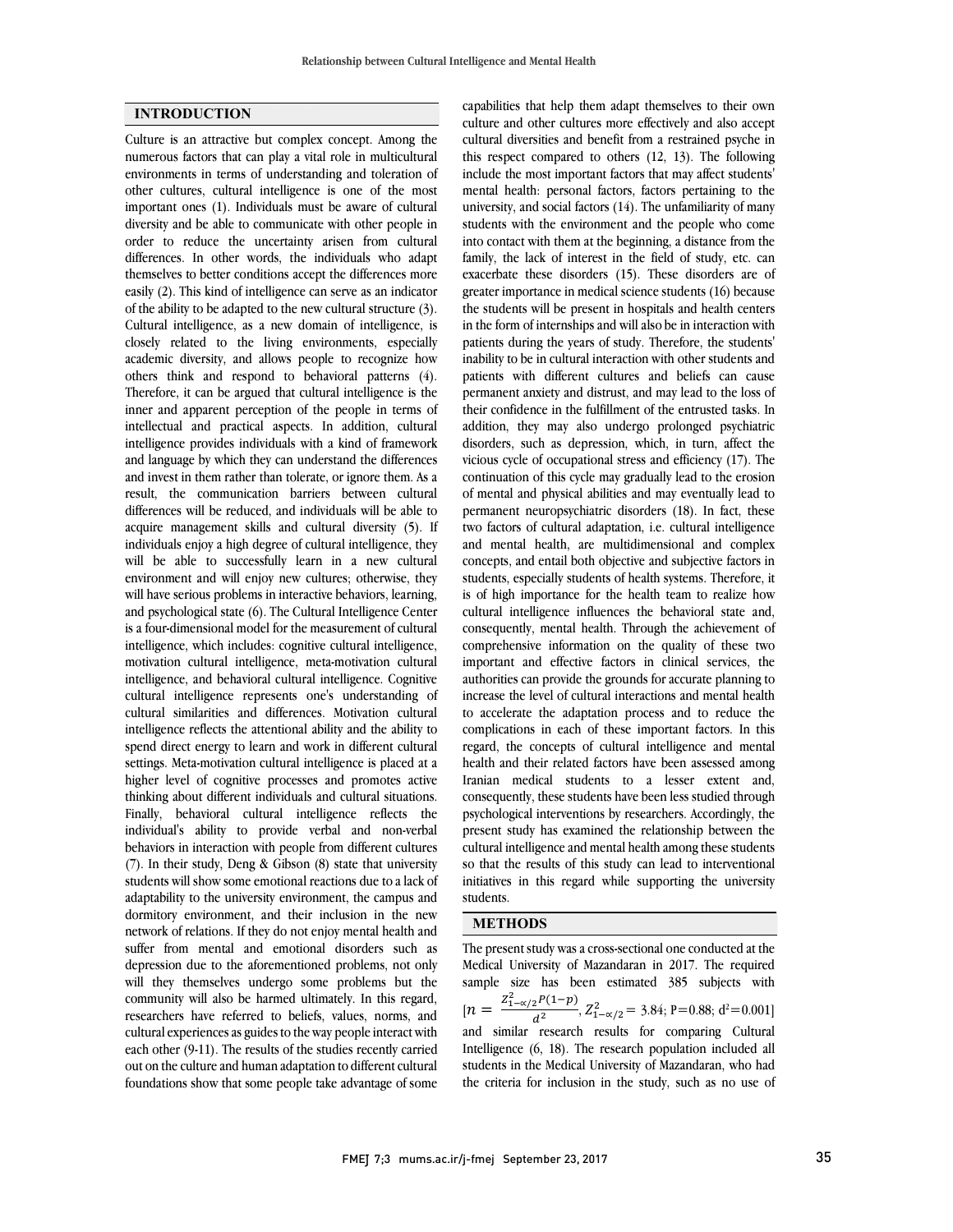## INTRODUCTION

Culture is an attractive but complex concept. Among the numerous factors that can play a vital role in multicultural environments in terms of understanding and toleration of other cultures, cultural intelligence is one of the most important ones (1). Individuals must be aware of cultural diversity and be able to communicate with other people in order to reduce the uncertainty arisen from cultural differences. In other words, the individuals who adapt themselves to better conditions accept the differences more easily (2). This kind of intelligence can serve as an indicator of the ability to be adapted to the new cultural structure (3). Cultural intelligence, as a new domain of intelligence, is closely related to the living environments, especially academic diversity, and allows people to recognize how others think and respond to behavioral patterns (4). Therefore, it can be argued that cultural intelligence is the inner and apparent perception of the people in terms of intellectual and practical aspects. In addition, cultural intelligence provides individuals with a kind of framework and language by which they can understand the differences and invest in them rather than tolerate, or ignore them. As a result, the communication barriers between cultural differences will be reduced, and individuals will be able to acquire management skills and cultural diversity (5). If individuals enjoy a high degree of cultural intelligence, they will be able to successfully learn in a new cultural environment and will enjoy new cultures; otherwise, they will have serious problems in interactive behaviors, learning, and psychological state (6). The Cultural Intelligence Center is a four-dimensional model for the measurement of cultural intelligence, which includes: cognitive cultural intelligence, motivation cultural intelligence, meta-motivation cultural intelligence, and behavioral cultural intelligence. Cognitive cultural intelligence represents one's understanding of cultural similarities and differences. Motivation cultural intelligence reflects the attentional ability and the ability to spend direct energy to learn and work in different cultural settings. Meta-motivation cultural intelligence is placed at a higher level of cognitive processes and promotes active thinking about different individuals and cultural situations. Finally, behavioral cultural intelligence reflects the individual's ability to provide verbal and non-verbal behaviors in interaction with people from different cultures (7). In their study, Deng & Gibson (8) state that university students will show some emotional reactions due to a lack of adaptability to the university environment, the campus and dormitory environment, and their inclusion in the new network of relations. If they do not enjoy mental health and suffer from mental and emotional disorders such as depression due to the aforementioned problems, not only will they themselves undergo some problems but the community will also be harmed ultimately. In this regard, researchers have referred to beliefs, values, norms, and cultural experiences as guides to the way people interact with each other (9-11). The results of the studies recently carried out on the culture and human adaptation to different cultural foundations show that some people take advantage of some capabilities that help them adapt themselves to their own culture and other cultures more effectively and also accept cultural diversities and benefit from a restrained psyche in this respect compared to others (12, 13). The following include the most important factors that may affect students' mental health: personal factors, factors pertaining to the university, and social factors (14). The unfamiliarity of many students with the environment and the people who come into contact with them at the beginning, a distance from the family, the lack of interest in the field of study, etc. can exacerbate these disorders (15). These disorders are of greater importance in medical science students (16) because the students will be present in hospitals and health centers in the form of internships and will also be in interaction with patients during the years of study. Therefore, the students' inability to be in cultural interaction with other students and patients with different cultures and beliefs can cause permanent anxiety and distrust, and may lead to the loss of their confidence in the fulfillment of the entrusted tasks. In addition, they may also undergo prolonged psychiatric disorders, such as depression, which, in turn, affect the vicious cycle of occupational stress and efficiency (17). The continuation of this cycle may gradually lead to the erosion of mental and physical abilities and may eventually lead to permanent neuropsychiatric disorders (18). In fact, these two factors of cultural adaptation, i.e. cultural intelligence and mental health, are multidimensional and complex concepts, and entail both objective and subjective factors in students, especially students of health systems. Therefore, it is of high importance for the health team to realize how cultural intelligence influences the behavioral state and, consequently, mental health. Through the achievement of comprehensive information on the quality of these two important and effective factors in clinical services, the authorities can provide the grounds for accurate planning to increase the level of cultural interactions and mental health to accelerate the adaptation process and to reduce the complications in each of these important factors. In this regard, the concepts of cultural intelligence and mental health and their related factors have been assessed among Iranian medical students to a lesser extent and, consequently, these students have been less studied through psychological interventions by researchers. Accordingly, the present study has examined the relationship between the cultural intelligence and mental health among these students so that the results of this study can lead to interventional initiatives in this regard while supporting the university students.

## METHODS

The present study was a cross-sectional one conducted at the Medical University of Mazandaran in 2017. The required sample size has been estimated 385 subjects with [$n = \frac{Z^2_{1-\alpha/2}P(1-p)}{d^2}$, $Z^2_{1-\alpha/2} = 3.84$; P=0.88; $d^2$=0.001] and similar research results for comparing Cultural Intelligence (6, 18). The research population included all students in the Medical University of Mazandaran, who had the criteria for inclusion in the study, such as no use of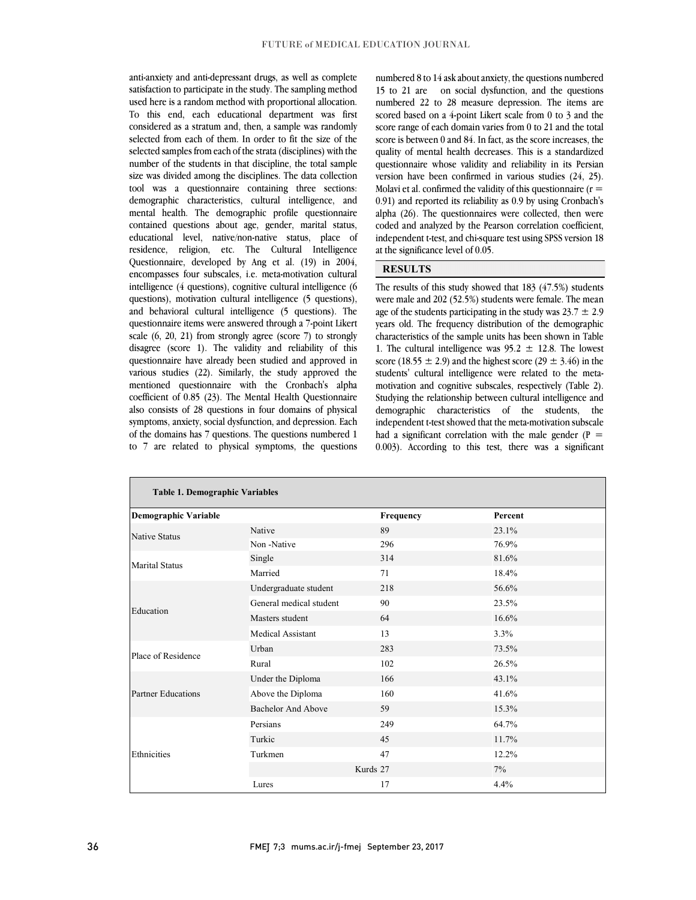anti-anxiety and anti-depressant drugs, as well as complete satisfaction to participate in the study. The sampling method used here is a random method with proportional allocation. To this end, each educational department was first considered as a stratum and, then, a sample was randomly selected from each of them. In order to fit the size of the selected samples from each of the strata (disciplines) with the number of the students in that discipline, the total sample size was divided among the disciplines. The data collection tool was a questionnaire containing three sections: demographic characteristics, cultural intelligence, and mental health. The demographic profile questionnaire contained questions about age, gender, marital status, educational level, native/non-native status, place of residence, religion, etc. The Cultural Intelligence Questionnaire, developed by Ang et al. (19) in 2004, encompasses four subscales, i.e. meta-motivation cultural intelligence (4 questions), cognitive cultural intelligence (6 questions), motivation cultural intelligence (5 questions), and behavioral cultural intelligence (5 questions). The questionnaire items were answered through a 7-point Likert scale (6, 20, 21) from strongly agree (score 7) to strongly disagree (score 1). The validity and reliability of this questionnaire have already been studied and approved in various studies (22). Similarly, the study approved the mentioned questionnaire with the Cronbach's alpha coefficient of 0.85 (23). The Mental Health Questionnaire also consists of 28 questions in four domains of physical symptoms, anxiety, social dysfunction, and depression. Each of the domains has 7 questions. The questions numbered 1 to 7 are related to physical symptoms, the questions numbered 8 to 14 ask about anxiety, the questions numbered 15 to 21 are on social dysfunction, and the questions numbered 22 to 28 measure depression. The items are scored based on a 4-point Likert scale from 0 to 3 and the score range of each domain varies from 0 to 21 and the total score is between 0 and 84. In fact, as the score increases, the quality of mental health decreases. This is a standardized questionnaire whose validity and reliability in its Persian version have been confirmed in various studies (24, 25). Molavi et al. confirmed the validity of this questionnaire ($r = 0.91$) and reported its reliability as 0.9 by using Cronbach's alpha (26). The questionnaires were collected, then were coded and analyzed by the Pearson correlation coefficient, independent t-test, and chi-square test using SPSS version 18 at the significance level of 0.05.

## RESULTS

The results of this study showed that 183 (47.5%) students were male and 202 (52.5%) students were female. The mean age of the students participating in the study was $23.7 \pm 2.9$ years old. The frequency distribution of the demographic characteristics of the sample units has been shown in Table 1. The cultural intelligence was $95.2 \pm 12.8$. The lowest score ($18.55 \pm 2.9$) and the highest score ($29 \pm 3.46$) in the students' cultural intelligence were related to the meta-motivation and cognitive subscales, respectively (Table 2). Studying the relationship between cultural intelligence and demographic characteristics of the students, the independent t-test showed that the meta-motivation subscale had a significant correlation with the male gender ($P = 0.003$). According to this test, there was a significant

**Table 1. Demographic Variables**

| Demographic Variable | | Frequency | Percent |
|---|---|---|---|
| Native Status | Native | 89 | 23.1% |
| | Non -Native | 296 | 76.9% |
| Marital Status | Single | 314 | 81.6% |
| | Married | 71 | 18.4% |
| Education | Undergraduate student | 218 | 56.6% |
| | General medical student | 90 | 23.5% |
| | Masters student | 64 | 16.6% |
| | Medical Assistant | 13 | 3.3% |
| Place of Residence | Urban | 283 | 73.5% |
| | Rural | 102 | 26.5% |
| Partner Educations | Under the Diploma | 166 | 43.1% |
| | Above the Diploma | 160 | 41.6% |
| | Bachelor And Above | 59 | 15.3% |
| Ethnicities | Persians | 249 | 64.7% |
| | Turkic | 45 | 11.7% |
| | Turkmen | 47 | 12.2% |
| | Kurds | 27 | 7% |
| | Lures | 17 | 4.4% |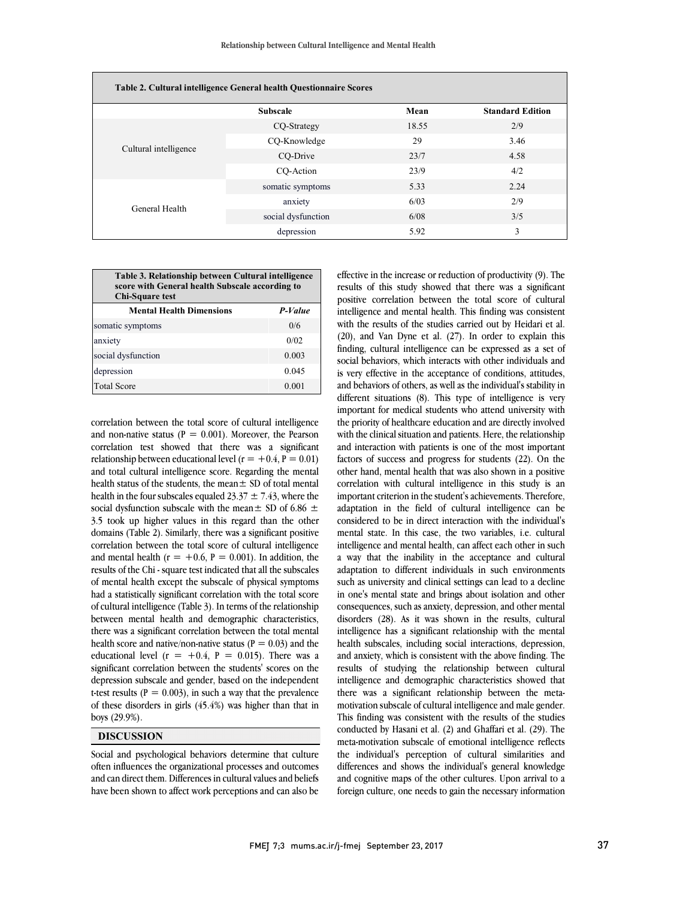**Table 2. Cultural intelligence General health Questionnaire Scores**

| | Subscale | Mean | Standard Edition |
|---|---|---|---|
| Cultural intelligence | CQ-Strategy | 18.55 | 2/9 |
| | CQ-Knowledge | 29 | 3.46 |
| | CQ-Drive | 23/7 | 4.58 |
| | CQ-Action | 23/9 | 4/2 |
| General Health | somatic symptoms | 5.33 | 2.24 |
| | anxiety | 6/03 | 2/9 |
| | social dysfunction | 6/08 | 3/5 |
| | depression | 5.92 | 3 |

**Table 3. Relationship between Cultural intelligence score with General health Subscale according to Chi-Square test**

| Mental Health Dimensions | *P-Value* |
|---|---|
| somatic symptoms | 0/6 |
| anxiety | 0/02 |
| social dysfunction | 0.003 |
| depression | 0.045 |
| Total Score | 0.001 |

correlation between the total score of cultural intelligence and non-native status (P = 0.001). Moreover, the Pearson correlation test showed that there was a significant relationship between educational level ($r = +0.4$, $P = 0.01$) and total cultural intelligence score. Regarding the mental health status of the students, the mean± SD of total mental health in the four subscales equaled $23.37 \pm 7.43$, where the social dysfunction subscale with the mean± SD of $6.86 \pm 3.5$ took up higher values in this regard than the other domains (Table 2). Similarly, there was a significant positive correlation between the total score of cultural intelligence and mental health ($r = +0.6$, $P = 0.001$). In addition, the results of the Chi - square test indicated that all the subscales of mental health except the subscale of physical symptoms had a statistically significant correlation with the total score of cultural intelligence (Table 3). In terms of the relationship between mental health and demographic characteristics, there was a significant correlation between the total mental health score and native/non-native status (P = 0.03) and the educational level ($r = +0.4$, $P = 0.015$). There was a significant correlation between the students' scores on the depression subscale and gender, based on the independent t-test results (P = 0.003), in such a way that the prevalence of these disorders in girls (45.4%) was higher than that in boys (29.9%).

## DISCUSSION

Social and psychological behaviors determine that culture often influences the organizational processes and outcomes and can direct them. Differences in cultural values and beliefs have been shown to affect work perceptions and can also be effective in the increase or reduction of productivity (9). The results of this study showed that there was a significant positive correlation between the total score of cultural intelligence and mental health. This finding was consistent with the results of the studies carried out by Heidari et al. (20), and Van Dyne et al. (27). In order to explain this finding, cultural intelligence can be expressed as a set of social behaviors, which interacts with other individuals and is very effective in the acceptance of conditions, attitudes, and behaviors of others, as well as the individual's stability in different situations (8). This type of intelligence is very important for medical students who attend university with the priority of healthcare education and are directly involved with the clinical situation and patients. Here, the relationship and interaction with patients is one of the most important factors of success and progress for students (22). On the other hand, mental health that was also shown in a positive correlation with cultural intelligence in this study is an important criterion in the student's achievements. Therefore, adaptation in the field of cultural intelligence can be considered to be in direct interaction with the individual's mental state. In this case, the two variables, i.e. cultural intelligence and mental health, can affect each other in such a way that the inability in the acceptance and cultural adaptation to different individuals in such environments such as university and clinical settings can lead to a decline in one's mental state and brings about isolation and other consequences, such as anxiety, depression, and other mental disorders (28). As it was shown in the results, cultural intelligence has a significant relationship with the mental health subscales, including social interactions, depression, and anxiety, which is consistent with the above finding. The results of studying the relationship between cultural intelligence and demographic characteristics showed that there was a significant relationship between the meta-motivation subscale of cultural intelligence and male gender. This finding was consistent with the results of the studies conducted by Hasani et al. (2) and Ghaffari et al. (29). The meta-motivation subscale of emotional intelligence reflects the individual's perception of cultural similarities and differences and shows the individual's general knowledge and cognitive maps of the other cultures. Upon arrival to a foreign culture, one needs to gain the necessary information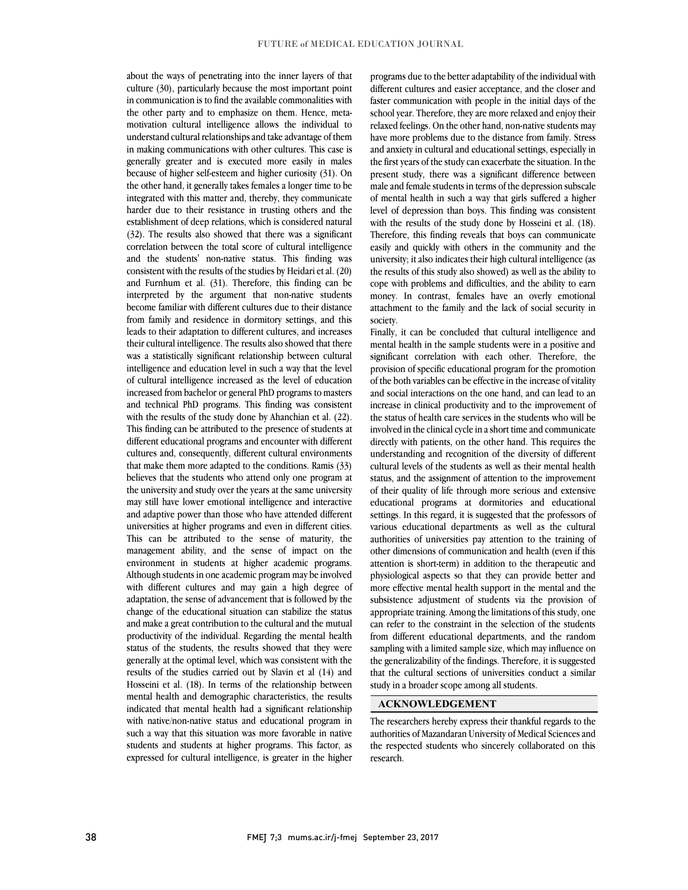about the ways of penetrating into the inner layers of that culture (30), particularly because the most important point in communication is to find the available commonalities with the other party and to emphasize on them. Hence, meta-motivation cultural intelligence allows the individual to understand cultural relationships and take advantage of them in making communications with other cultures. This case is generally greater and is executed more easily in males because of higher self-esteem and higher curiosity (31). On the other hand, it generally takes females a longer time to be integrated with this matter and, thereby, they communicate harder due to their resistance in trusting others and the establishment of deep relations, which is considered natural (32). The results also showed that there was a significant correlation between the total score of cultural intelligence and the students' non-native status. This finding was consistent with the results of the studies by Heidari et al. (20) and Furnhum et al. (31). Therefore, this finding can be interpreted by the argument that non-native students become familiar with different cultures due to their distance from family and residence in dormitory settings, and this leads to their adaptation to different cultures, and increases their cultural intelligence. The results also showed that there was a statistically significant relationship between cultural intelligence and education level in such a way that the level of cultural intelligence increased as the level of education increased from bachelor or general PhD programs to masters and technical PhD programs. This finding was consistent with the results of the study done by Ahanchian et al. (22). This finding can be attributed to the presence of students at different educational programs and encounter with different cultures and, consequently, different cultural environments that make them more adapted to the conditions. Ramis (33) believes that the students who attend only one program at the university and study over the years at the same university may still have lower emotional intelligence and interactive and adaptive power than those who have attended different universities at higher programs and even in different cities. This can be attributed to the sense of maturity, the management ability, and the sense of impact on the environment in students at higher academic programs. Although students in one academic program may be involved with different cultures and may gain a high degree of adaptation, the sense of advancement that is followed by the change of the educational situation can stabilize the status and make a great contribution to the cultural and the mutual productivity of the individual. Regarding the mental health status of the students, the results showed that they were generally at the optimal level, which was consistent with the results of the studies carried out by Slavin et al (14) and Hosseini et al. (18). In terms of the relationship between mental health and demographic characteristics, the results indicated that mental health had a significant relationship with native/non-native status and educational program in such a way that this situation was more favorable in native students and students at higher programs. This factor, as expressed for cultural intelligence, is greater in the higher programs due to the better adaptability of the individual with different cultures and easier acceptance, and the closer and faster communication with people in the initial days of the school year. Therefore, they are more relaxed and enjoy their relaxed feelings. On the other hand, non-native students may have more problems due to the distance from family. Stress and anxiety in cultural and educational settings, especially in the first years of the study can exacerbate the situation. In the present study, there was a significant difference between male and female students in terms of the depression subscale of mental health in such a way that girls suffered a higher level of depression than boys. This finding was consistent with the results of the study done by Hosseini et al. (18). Therefore, this finding reveals that boys can communicate easily and quickly with others in the community and the university; it also indicates their high cultural intelligence (as the results of this study also showed) as well as the ability to cope with problems and difficulties, and the ability to earn money. In contrast, females have an overly emotional attachment to the family and the lack of social security in society.

Finally, it can be concluded that cultural intelligence and mental health in the sample students were in a positive and significant correlation with each other. Therefore, the provision of specific educational program for the promotion of the both variables can be effective in the increase of vitality and social interactions on the one hand, and can lead to an increase in clinical productivity and to the improvement of the status of health care services in the students who will be involved in the clinical cycle in a short time and communicate directly with patients, on the other hand. This requires the understanding and recognition of the diversity of different cultural levels of the students as well as their mental health status, and the assignment of attention to the improvement of their quality of life through more serious and extensive educational programs at dormitories and educational settings. In this regard, it is suggested that the professors of various educational departments as well as the cultural authorities of universities pay attention to the training of other dimensions of communication and health (even if this attention is short-term) in addition to the therapeutic and physiological aspects so that they can provide better and more effective mental health support in the mental and the subsistence adjustment of students via the provision of appropriate training. Among the limitations of this study, one can refer to the constraint in the selection of the students from different educational departments, and the random sampling with a limited sample size, which may influence on the generalizability of the findings. Therefore, it is suggested that the cultural sections of universities conduct a similar study in a broader scope among all students.

## ACKNOWLEDGEMENT

The researchers hereby express their thankful regards to the authorities of Mazandaran University of Medical Sciences and the respected students who sincerely collaborated on this research.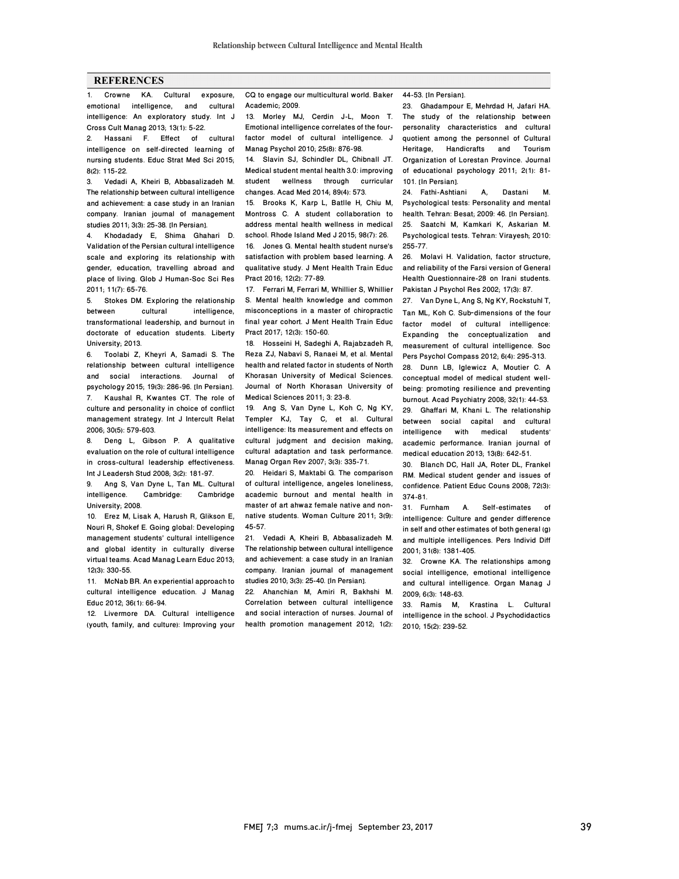## REFERENCES

1. Crowne KA. Cultural exposure, emotional intelligence, and cultural intelligence: An exploratory study. Int J Cross Cult Manag 2013; 13(1): 5-22.
2. Hassani F. Effect of cultural intelligence on self-directed learning of nursing students. Educ Strat Med Sci 2015; 8(2): 115-22.
3. Vedadi A, Kheiri B, Abbasalizadeh M. The relationship between cultural intelligence and achievement: a case study in an Iranian company. Iranian journal of management studies 2011; 3(3): 25-38. [In Persian].
4. Khodadady E, Shima Ghahari D. Validation of the Persian cultural intelligence scale and exploring its relationship with gender, education, travelling abroad and place of living. Glob J Human-Soc Sci Res 2011; 11(7): 65-76.
5. Stokes DM. Exploring the relationship between cultural intelligence, transformational leadership, and burnout in doctorate of education students. Liberty University; 2013.
6. Toolabi Z, Kheyri A, Samadi S. The relationship between cultural intelligence and social interactions. Journal of psychology 2015; 19(3): 286-96. [In Persian].
7. Kaushal R, Kwantes CT. The role of culture and personality in choice of conflict management strategy. Int J Intercult Relat 2006; 30(5): 579-603.
8. Deng L, Gibson P. A qualitative evaluation on the role of cultural intelligence in cross-cultural leadership effectiveness. Int J Leadersh Stud 2008; 3(2): 181-97.
9. Ang S, Van Dyne L, Tan ML. Cultural intelligence. Cambridge: Cambridge University; 2008.
10. Erez M, Lisak A, Harush R, Glikson E, Nouri R, Shokef E. Going global: Developing management students' cultural intelligence and global identity in culturally diverse virtual teams. Acad Manag Learn Educ 2013; 12(3): 330-55.
11. McNab BR. An experiential approach to cultural intelligence education. J Manag Educ 2012; 36(1): 66-94.
12. Livermore DA. Cultural intelligence (youth, family, and culture): Improving your CQ to engage our multicultural world. Baker Academic; 2009.
13. Morley MJ, Cerdin J-L, Moon T. Emotional intelligence correlates of the four-factor model of cultural intelligence. J Manag Psychol 2010; 25(8): 876-98.
14. Slavin SJ, Schindler DL, Chibnall JT. Medical student mental health 3.0: improving student wellness through curricular changes. Acad Med 2014; 89(4): 573.
15. Brooks K, Karp L, Batlle H, Chiu M, Montross C. A student collaboration to address mental health wellness in medical school. Rhode Island Med J 2015; 98(7): 26.
16. Jones G. Mental health student nurse's satisfaction with problem based learning. A qualitative study. J Ment Health Train Educ Pract 2016; 12(2): 77-89.
17. Ferrari M, Ferrari M, Whillier S, Whillier S. Mental health knowledge and common misconceptions in a master of chiropractic final year cohort. J Ment Health Train Educ Pract 2017; 12(3): 150-60.
18. Hosseini H, Sadeghi A, Rajabzadeh R, Reza ZJ, Nabavi S, Ranaei M, et al. Mental health and related factor in students of North Khorasan University of Medical Sciences. Journal of North Khorasan University of Medical Sciences 2011; 3: 23-8.
19. Ang S, Van Dyne L, Koh C, Ng KY, Templer KJ, Tay C, et al. Cultural intelligence: Its measurement and effects on cultural judgment and decision making, cultural adaptation and task performance. Manag Organ Rev 2007; 3(3): 335-71.
20. Heidari S, Maktabi G. The comparison of cultural intelligence, angeles loneliness, academic burnout and mental health in master of art ahwaz female native and non-native students. Woman Culture 2011; 3(9): 45-57.
21. Vedadi A, Kheiri B, Abbasalizadeh M. The relationship between cultural intelligence and achievement: a case study in an Iranian company. Iranian journal of management studies 2010; 3(3): 25-40. [In Persian].
22. Ahanchian M, Amiri R, Bakhshi M. Correlation between cultural intelligence and social interaction of nurses. Journal of health promotion management 2012; 1(2): 44-53. [In Persian].
23. Ghadampour E, Mehrdad H, Jafari HA. The study of the relationship between personality characteristics and cultural quotient among the personnel of Cultural Heritage, Handicrafts and Tourism Organization of Lorestan Province. Journal of educational psychology 2011; 2(1): 81-101. [In Persian].
24. Fathi-Ashtiani A, Dastani M. Psychological tests: Personality and mental health. Tehran: Besat; 2009: 46. [In Persian].
25. Saatchi M, Kamkari K, Askarian M. Psychological tests. Tehran: Virayesh; 2010: 255-77.
26. Molavi H. Validation, factor structure, and reliability of the Farsi version of General Health Questionnaire-28 on Irani students. Pakistan J Psychol Res 2002; 17(3): 87.
27. Van Dyne L, Ang S, Ng KY, Rockstuhl T, Tan ML, Koh C. Sub-dimensions of the four factor model of cultural intelligence: Expanding the conceptualization and measurement of cultural intelligence. Soc Pers Psychol Compass 2012; 6(4): 295-313.
28. Dunn LB, Iglewicz A, Moutier C. A conceptual model of medical student well-being: promoting resilience and preventing burnout. Acad Psychiatry 2008; 32(1): 44-53.
29. Ghaffari M, Khani L. The relationship between social capital and cultural intelligence with medical students' academic performance. Iranian journal of medical education 2013; 13(8): 642-51.
30. Blanch DC, Hall JA, Roter DL, Frankel RM. Medical student gender and issues of confidence. Patient Educ Couns 2008; 72(3): 374-81.
31. Furnham A. Self-estimates of intelligence: Culture and gender difference in self and other estimates of both general (g) and multiple intelligences. Pers Individ Diff 2001; 31(8): 1381-405.
32. Crowne KA. The relationships among social intelligence, emotional intelligence and cultural intelligence. Organ Manag J 2009; 6(3): 148-63.
33. Ramis M, Krastina L. Cultural intelligence in the school. J Psychodidactics 2010; 15(2): 239-52.